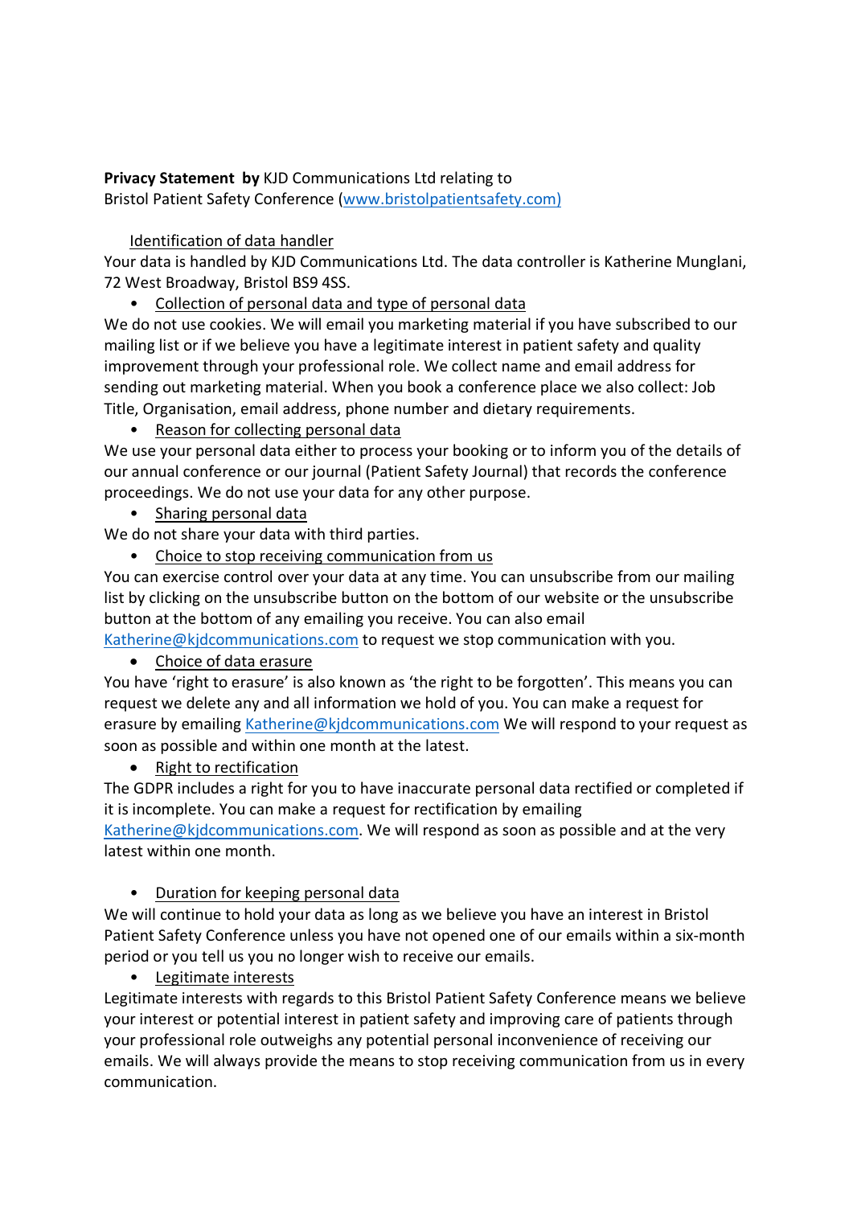**Privacy Statement by** KJD Communications Ltd relating to
Bristol Patient Safety Conference ([www.bristolpatientsafety.com)](http://www.bristolpatientsafety.com)

<u>Identification of data handler</u>

Your data is handled by KJD Communications Ltd. The data controller is Katherine Munglani, 72 West Broadway, Bristol BS9 4SS.

- <u>Collection of personal data and type of personal data</u>

We do not use cookies. We will email you marketing material if you have subscribed to our mailing list or if we believe you have a legitimate interest in patient safety and quality improvement through your professional role. We collect name and email address for sending out marketing material. When you book a conference place we also collect: Job Title, Organisation, email address, phone number and dietary requirements.

- <u>Reason for collecting personal data</u>

We use your personal data either to process your booking or to inform you of the details of our annual conference or our journal (Patient Safety Journal) that records the conference proceedings. We do not use your data for any other purpose.

- <u>Sharing personal data</u>

We do not share your data with third parties.

- <u>Choice to stop receiving communication from us</u>

You can exercise control over your data at any time. You can unsubscribe from our mailing list by clicking on the unsubscribe button on the bottom of our website or the unsubscribe button at the bottom of any emailing you receive. You can also email [Katherine@kjdcommunications.com](mailto:Katherine@kjdcommunications.com) to request we stop communication with you.

- <u>Choice of data erasure</u>

You have 'right to erasure' is also known as 'the right to be forgotten'. This means you can request we delete any and all information we hold of you. You can make a request for erasure by emailing [Katherine@kjdcommunications.com](mailto:Katherine@kjdcommunications.com) We will respond to your request as soon as possible and within one month at the latest.

- <u>Right to rectification</u>

The GDPR includes a right for you to have inaccurate personal data rectified or completed if it is incomplete. You can make a request for rectification by emailing [Katherine@kjdcommunications.com](mailto:Katherine@kjdcommunications.com). We will respond as soon as possible and at the very latest within one month.

- <u>Duration for keeping personal data</u>

We will continue to hold your data as long as we believe you have an interest in Bristol Patient Safety Conference unless you have not opened one of our emails within a six-month period or you tell us you no longer wish to receive our emails.

- <u>Legitimate interests</u>

Legitimate interests with regards to this Bristol Patient Safety Conference means we believe your interest or potential interest in patient safety and improving care of patients through your professional role outweighs any potential personal inconvenience of receiving our emails. We will always provide the means to stop receiving communication from us in every communication.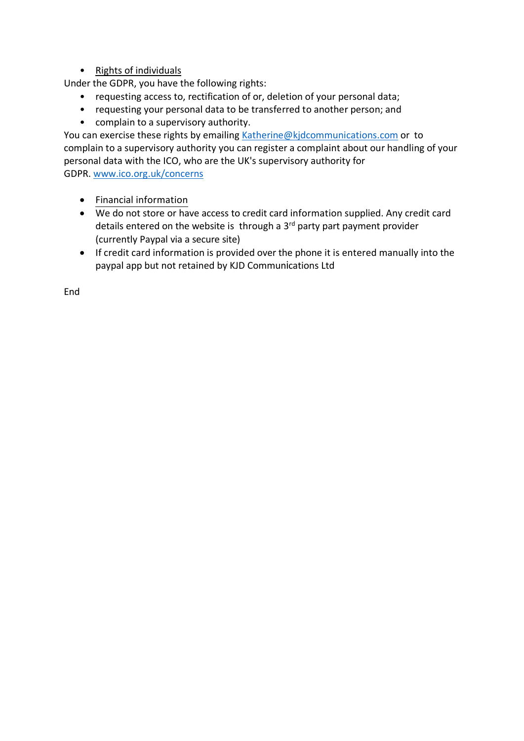- Rights of individuals

Under the GDPR, you have the following rights:

- requesting access to, rectification of or, deletion of your personal data;
- requesting your personal data to be transferred to another person; and
- complain to a supervisory authority.

You can exercise these rights by emailing [Katherine@kjdcommunications.com](mailto:Katherine@kjdcommunications.com) or to complain to a supervisory authority you can register a complaint about our handling of your personal data with the ICO, who are the UK's supervisory authority for GDPR. [www.ico.org.uk/concerns](http://www.ico.org.uk/concerns)

- Financial information
- We do not store or have access to credit card information supplied. Any credit card details entered on the website is through a 3rd party part payment provider (currently Paypal via a secure site)
- If credit card information is provided over the phone it is entered manually into the paypal app but not retained by KJD Communications Ltd

End